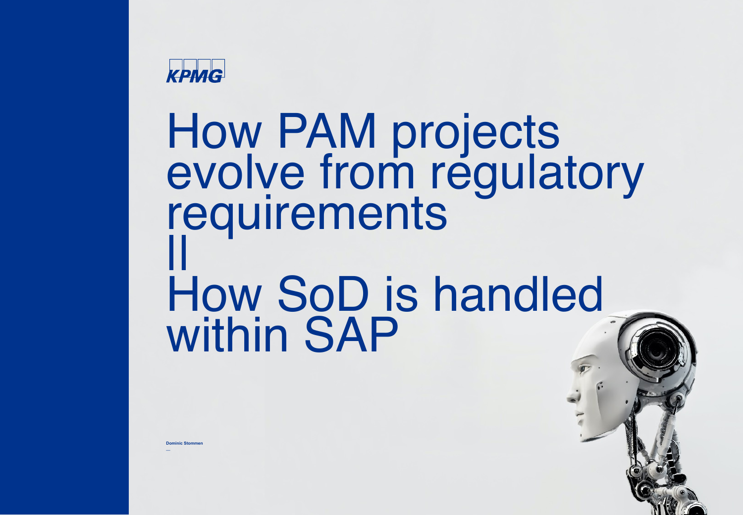KPMG

# How PAM projects evolve from regulatory requirements || How SoD is handled within SAP

**Dominic Stommen**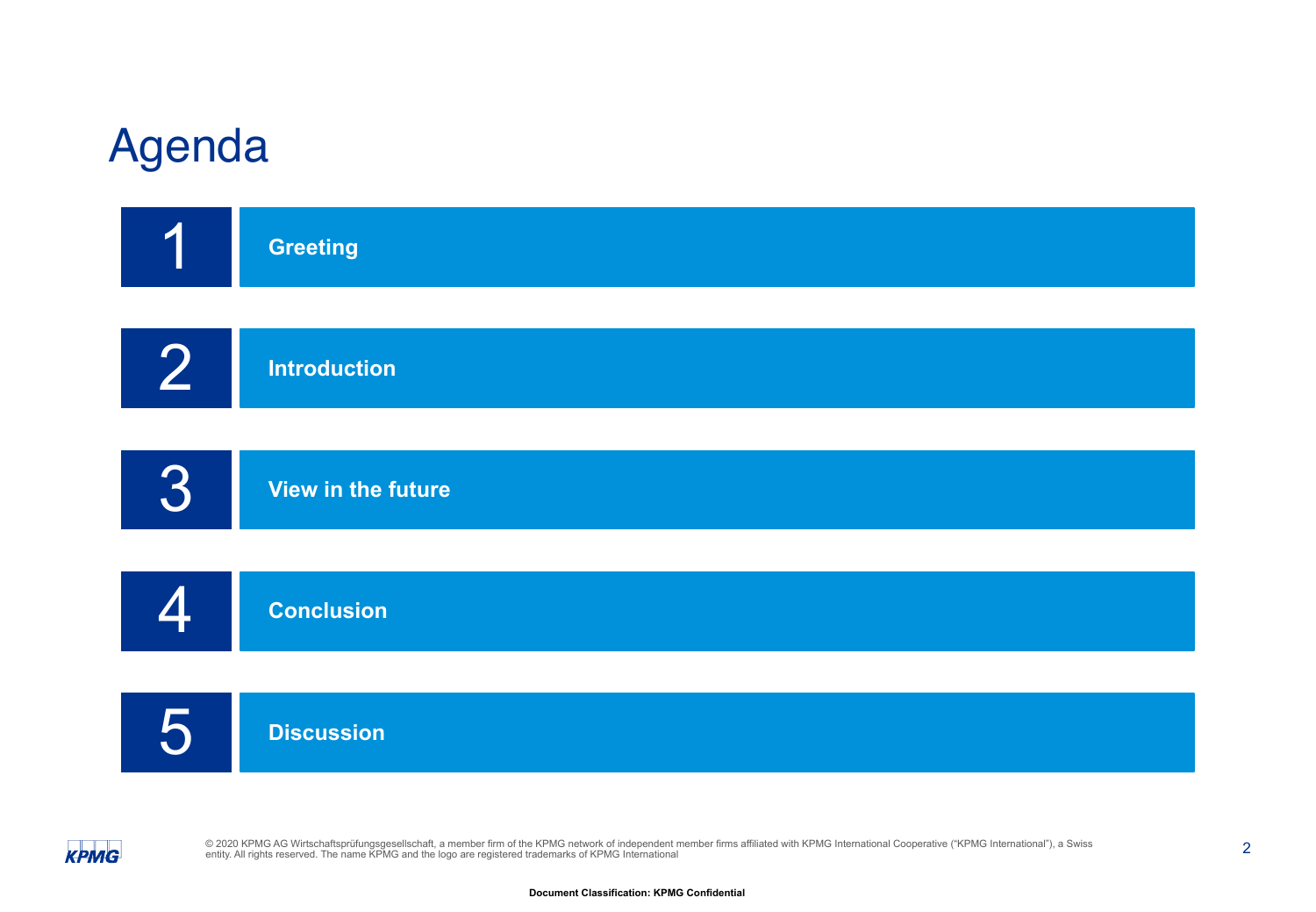# Agenda

1. **Greeting**
2. **Introduction**
3. **View in the future**
4. **Conclusion**
5. **Discussion**

© 2020 KPMG AG Wirtschaftsprüfungsgesellschaft, a member firm of the KPMG network of independent member firms affiliated with KPMG International Cooperative ("KPMG International"), a Swiss entity. All rights reserved. The name KPMG and the logo are registered trademarks of KPMG International

**Document Classification: KPMG Confidential**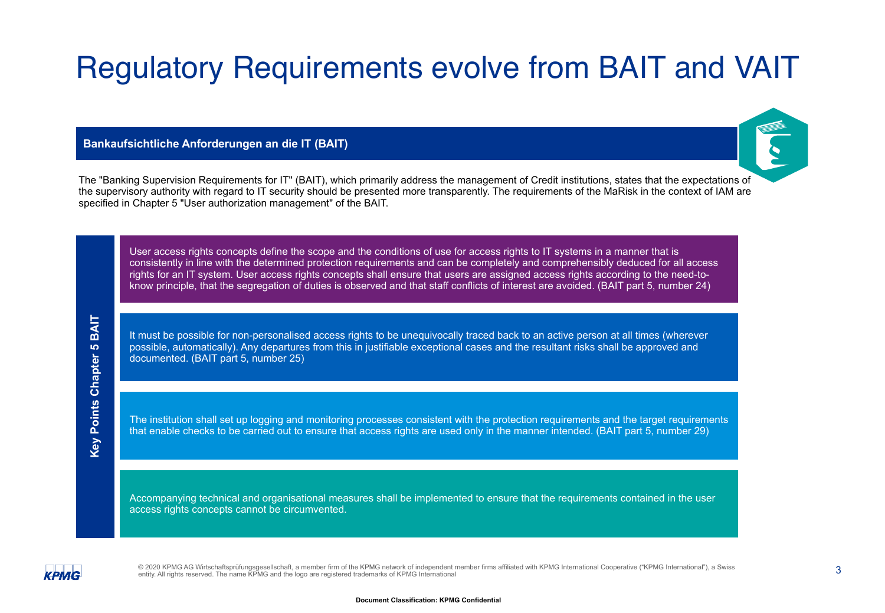# Regulatory Requirements evolve from BAIT and VAIT

## Bankaufsichtliche Anforderungen an die IT (BAIT)

The "Banking Supervision Requirements for IT" (BAIT), which primarily address the management of Credit institutions, states that the expectations of the supervisory authority with regard to IT security should be presented more transparently. The requirements of the MaRisk in the context of IAM are specified in Chapter 5 "User authorization management" of the BAIT.

### Key Points Chapter 5 BAIT

- User access rights concepts define the scope and the conditions of use for access rights to IT systems in a manner that is consistently in line with the determined protection requirements and can be completely and comprehensibly deduced for all access rights for an IT system. User access rights concepts shall ensure that users are assigned access rights according to the need-to-know principle, that the segregation of duties is observed and that staff conflicts of interest are avoided. (BAIT part 5, number 24)

- It must be possible for non-personalised access rights to be unequivocally traced back to an active person at all times (wherever possible, automatically). Any departures from this in justifiable exceptional cases and the resultant risks shall be approved and documented. (BAIT part 5, number 25)

- The institution shall set up logging and monitoring processes consistent with the protection requirements and the target requirements that enable checks to be carried out to ensure that access rights are used only in the manner intended. (BAIT part 5, number 29)

- Accompanying technical and organisational measures shall be implemented to ensure that the requirements contained in the user access rights concepts cannot be circumvented.

© 2020 KPMG AG Wirtschaftsprüfungsgesellschaft, a member firm of the KPMG network of independent member firms affiliated with KPMG International Cooperative ("KPMG International"), a Swiss entity. All rights reserved. The name KPMG and the logo are registered trademarks of KPMG International

**Document Classification: KPMG Confidential**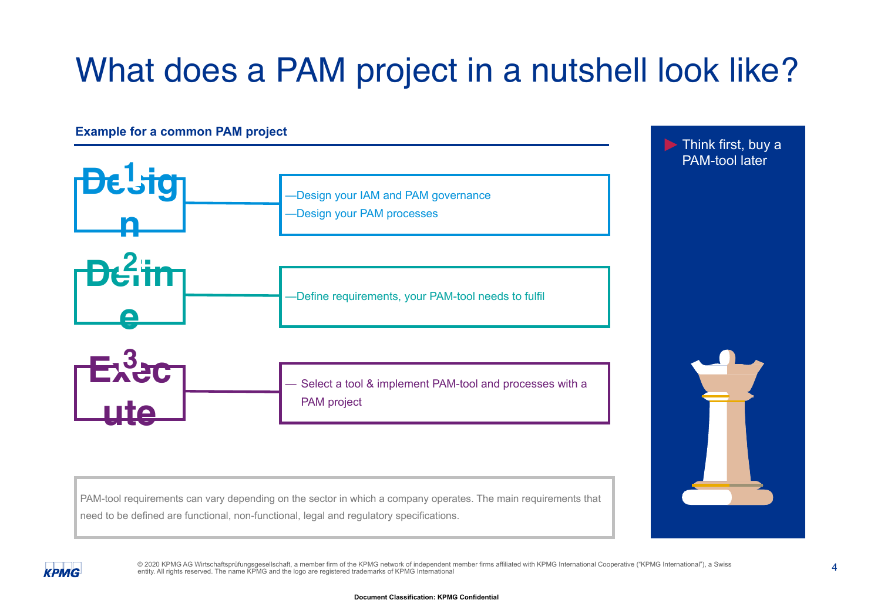# What does a PAM project in a nutshell look like?

**Example for a common PAM project**

**1 Design**

- Design your IAM and PAM governance
- Design your PAM processes

**2 Define**

- Define requirements, your PAM-tool needs to fulfil

**3 Execute**

- Select a tool & implement PAM-tool and processes with a PAM project

PAM-tool requirements can vary depending on the sector in which a company operates. The main requirements that need to be defined are functional, non-functional, legal and regulatory specifications.

▶ Think first, buy a PAM-tool later

© 2020 KPMG AG Wirtschaftsprüfungsgesellschaft, a member firm of the KPMG network of independent member firms affiliated with KPMG International Cooperative ("KPMG International"), a Swiss entity. All rights reserved. The name KPMG and the logo are registered trademarks of KPMG International

**Document Classification: KPMG Confidential**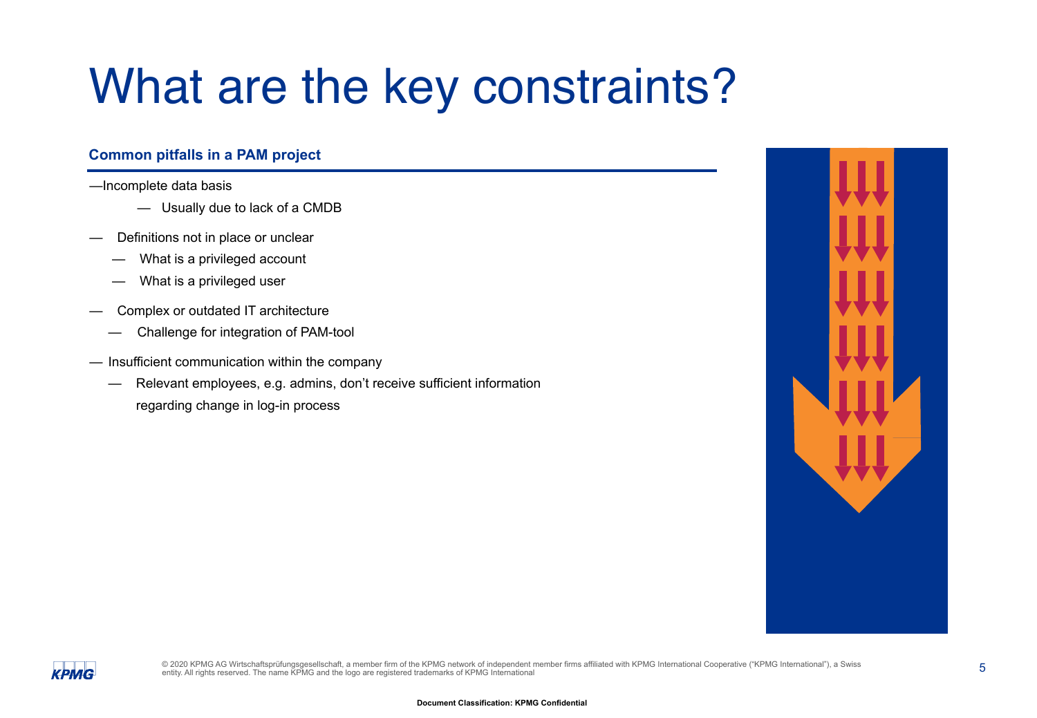# What are the key constraints?

**Common pitfalls in a PAM project**

- Incomplete data basis
  - Usually due to lack of a CMDB
- Definitions not in place or unclear
  - What is a privileged account
  - What is a privileged user
- Complex or outdated IT architecture
  - Challenge for integration of PAM-tool
- Insufficient communication within the company
  - Relevant employees, e.g. admins, don't receive sufficient information regarding change in log-in process

Document Classification: KPMG Confidential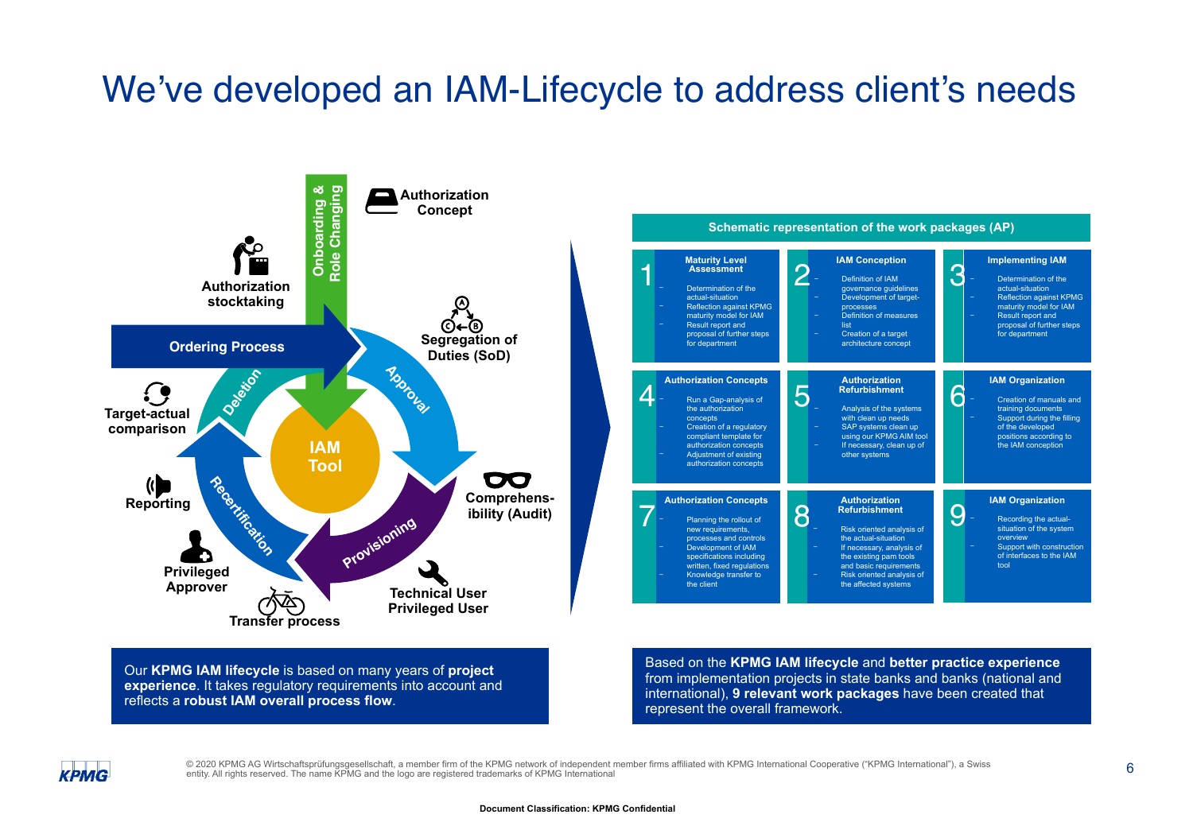# We've developed an IAM-Lifecycle to address client's needs

Onboarding & Role Changing

Authorization Concept

Authorization stocktaking

Ordering Process

Segregation of Duties (SoD)

Approval

Deletion

Target-actual comparison

IAM Tool

Comprehens-ibility (Audit)

Reporting

Recertification

Provisioning

Privileged Approver

Technical User Privileged User

Transfer process

Our **KPMG IAM lifecycle** is based on many years of **project experience**. It takes regulatory requirements into account and reflects a **robust IAM overall process flow**.

## Schematic representation of the work packages (AP)

**1 – Maturity Level Assessment**
- Determination of the actual-situation
- Reflection against KPMG maturity model for IAM
- Result report and proposal of further steps for department

**2 – IAM Conception**
- Definition of IAM governance guidelines
- Development of target-processes
- Definition of measures list
- Creation of a target architecture concept

**3 – Implementing IAM**
- Determination of the actual-situation
- Reflection against KPMG maturity model for IAM
- Result report and proposal of further steps for department

**4 – Authorization Concepts**
- Run a Gap-analysis of the authorization concepts
- Creation of a regulatory compliant template for authorization concepts
- Adjustment of existing authorization concepts

**5 – Authorization Refurbishment**
- Analysis of the systems with clean up needs
- SAP systems clean up using our KPMG AIM tool
- If necessary, clean up of other systems

**6 – IAM Organization**
- Creation of manuals and training documents
- Support during the filling of the developed positions according to the IAM conception

**7 – Authorization Concepts**
- Planning the rollout of new requirements, processes and controls
- Development of IAM specifications including written, fixed regulations
- Knowledge transfer to the client

**8 – Authorization Refurbishment**
- Risk oriented analysis of the actual-situation
- If necessary, analysis of the existing pam tools and basic requirements
- Risk oriented analysis of the affected systems

**9 – IAM Organization**
- Recording the actual-situation of the system overview
- Support with construction of interfaces to the IAM tool

Based on the **KPMG IAM lifecycle** and **better practice experience** from implementation projects in state banks and banks (national and international), **9 relevant work packages** have been created that represent the overall framework.

© 2020 KPMG AG Wirtschaftsprüfungsgesellschaft, a member firm of the KPMG network of independent member firms affiliated with KPMG International Cooperative ("KPMG International"), a Swiss entity. All rights reserved. The name KPMG and the logo are registered trademarks of KPMG International

Document Classification: KPMG Confidential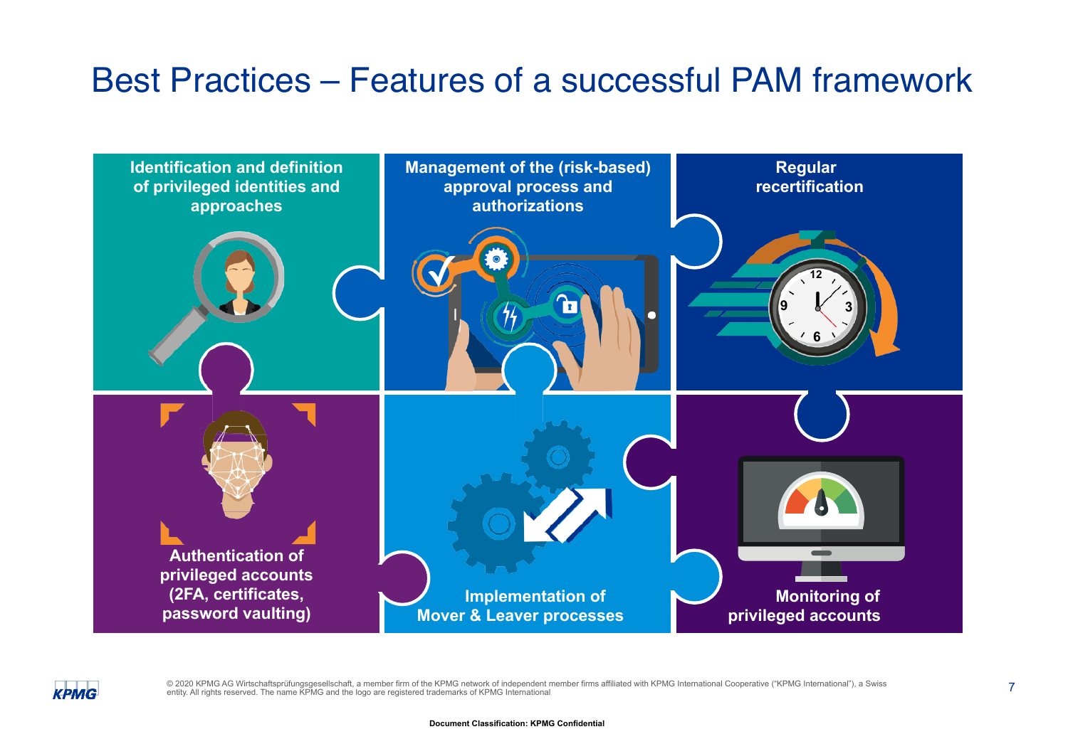# Best Practices – Features of a successful PAM framework

- **Identification and definition of privileged identities and approaches**
- **Management of the (risk-based) approval process and authorizations**
- **Regular recertification**
- **Authentication of privileged accounts (2FA, certificates, password vaulting)**
- **Implementation of Mover & Leaver processes**
- **Monitoring of privileged accounts**

© 2020 KPMG AG Wirtschaftsprüfungsgesellschaft, a member firm of the KPMG network of independent member firms affiliated with KPMG International Cooperative ("KPMG International"), a Swiss entity. All rights reserved. The name KPMG and the logo are registered trademarks of KPMG International

**Document Classification: KPMG Confidential**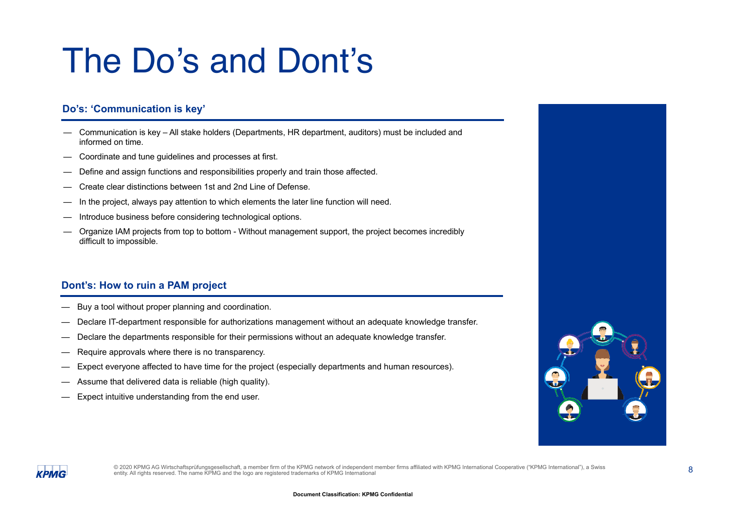# The Do's and Dont's

## Do's: 'Communication is key'

- Communication is key – All stake holders (Departments, HR department, auditors) must be included and informed on time.
- Coordinate and tune guidelines and processes at first.
- Define and assign functions and responsibilities properly and train those affected.
- Create clear distinctions between 1st and 2nd Line of Defense.
- In the project, always pay attention to which elements the later line function will need.
- Introduce business before considering technological options.
- Organize IAM projects from top to bottom - Without management support, the project becomes incredibly difficult to impossible.

## Dont's: How to ruin a PAM project

- Buy a tool without proper planning and coordination.
- Declare IT-department responsible for authorizations management without an adequate knowledge transfer.
- Declare the departments responsible for their permissions without an adequate knowledge transfer.
- Require approvals where there is no transparency.
- Expect everyone affected to have time for the project (especially departments and human resources).
- Assume that delivered data is reliable (high quality).
- Expect intuitive understanding from the end user.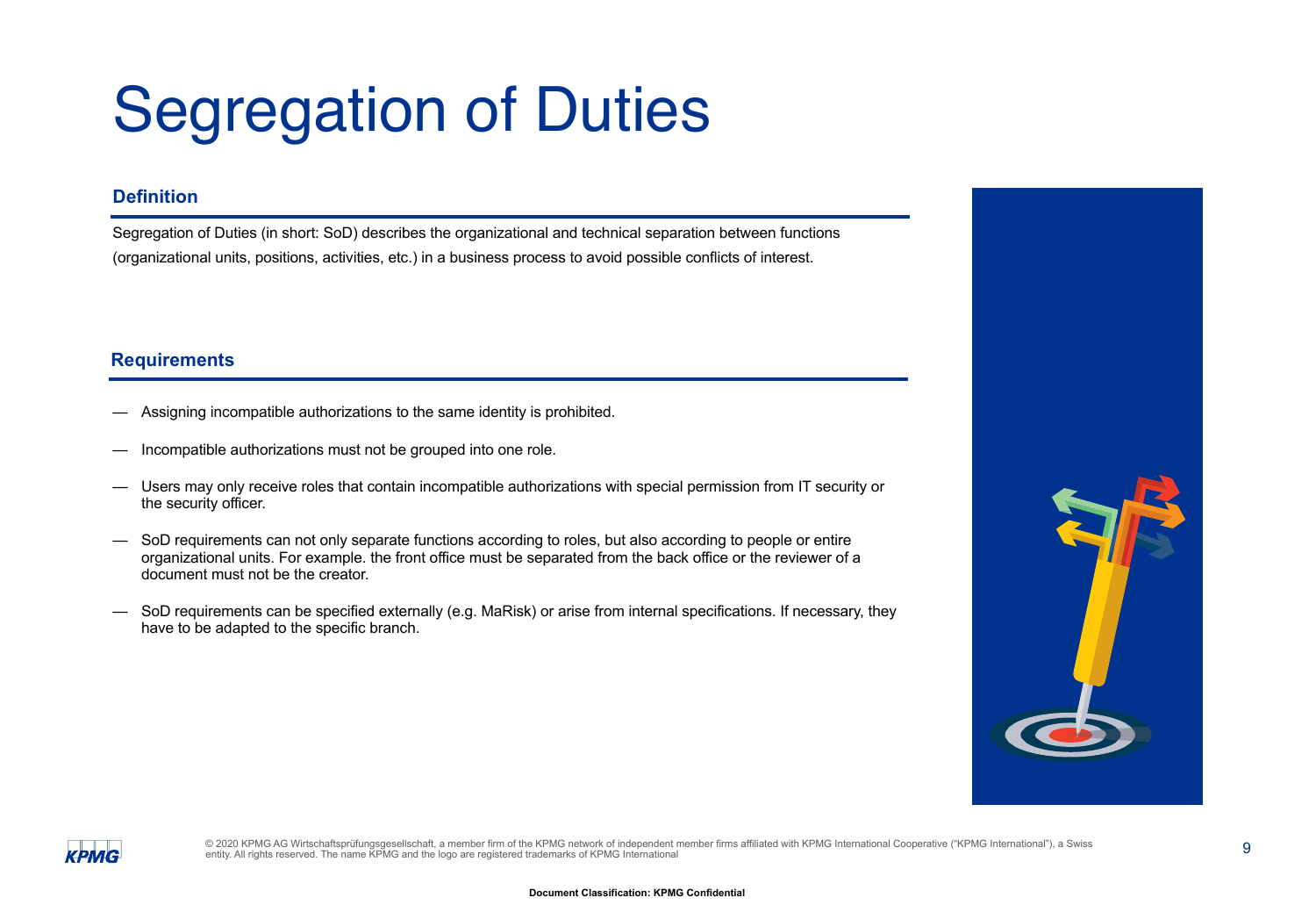# Segregation of Duties

## Definition

Segregation of Duties (in short: SoD) describes the organizational and technical separation between functions (organizational units, positions, activities, etc.) in a business process to avoid possible conflicts of interest.

## Requirements

- Assigning incompatible authorizations to the same identity is prohibited.
- Incompatible authorizations must not be grouped into one role.
- Users may only receive roles that contain incompatible authorizations with special permission from IT security or the security officer.
- SoD requirements can not only separate functions according to roles, but also according to people or entire organizational units. For example. the front office must be separated from the back office or the reviewer of a document must not be the creator.
- SoD requirements can be specified externally (e.g. MaRisk) or arise from internal specifications. If necessary, they have to be adapted to the specific branch.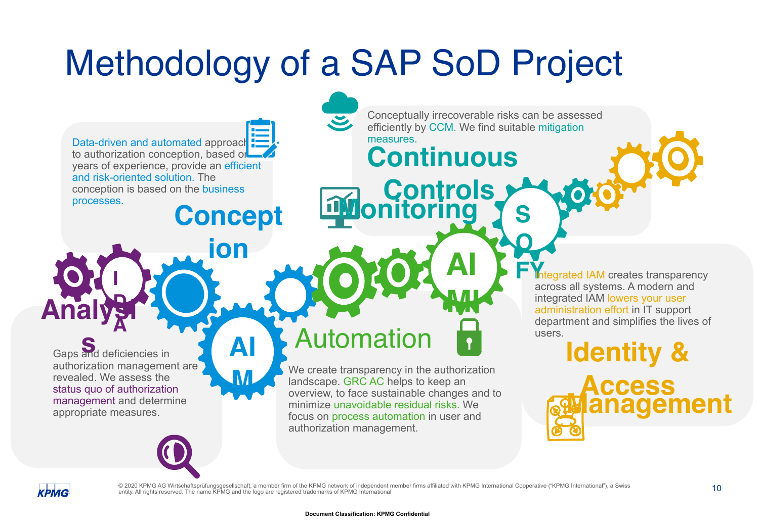# Methodology of a SAP SoD Project

## Analysis

Gaps and deficiencies in authorization management are revealed. We assess the status quo of authorization management and determine appropriate measures.

## Conception

Data-driven and automated approach to authorization conception, based on years of experience, provide an efficient and risk-oriented solution. The conception is based on the business processes.

## Automation

We create transparency in the authorization landscape. GRC AC helps to keep an overview, to face sustainable changes and to minimize unavoidable residual risks. We focus on process automation in user and authorization management.

## Continuous Controls Monitoring

Conceptually irrecoverable risks can be assessed efficiently by CCM. We find suitable mitigation measures.

## Identity & Access Management

Integrated IAM creates transparency across all systems. A modern and integrated IAM lowers your user administration effort in IT support department and simplifies the lives of users.

IDA · AIM · AIMI · SOFY

Document Classification: KPMG Confidential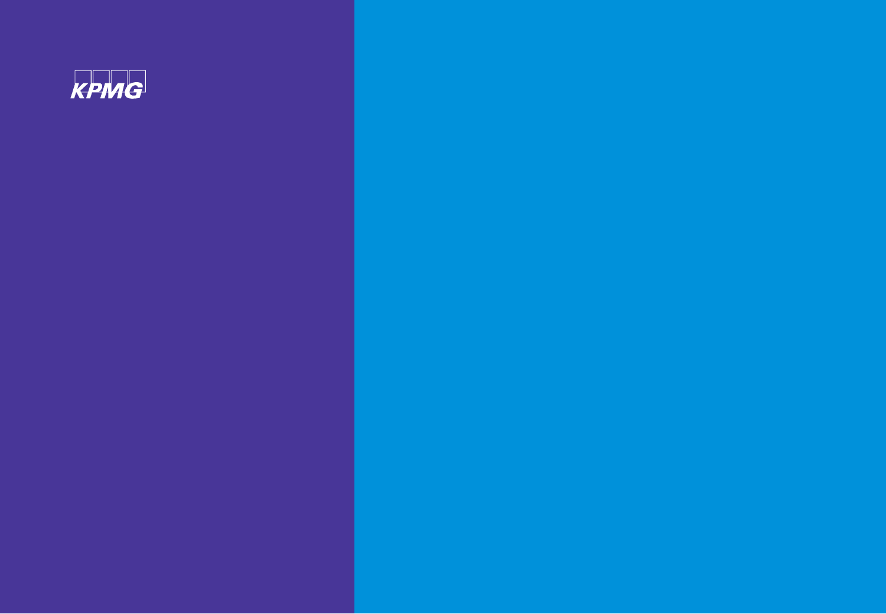KPMG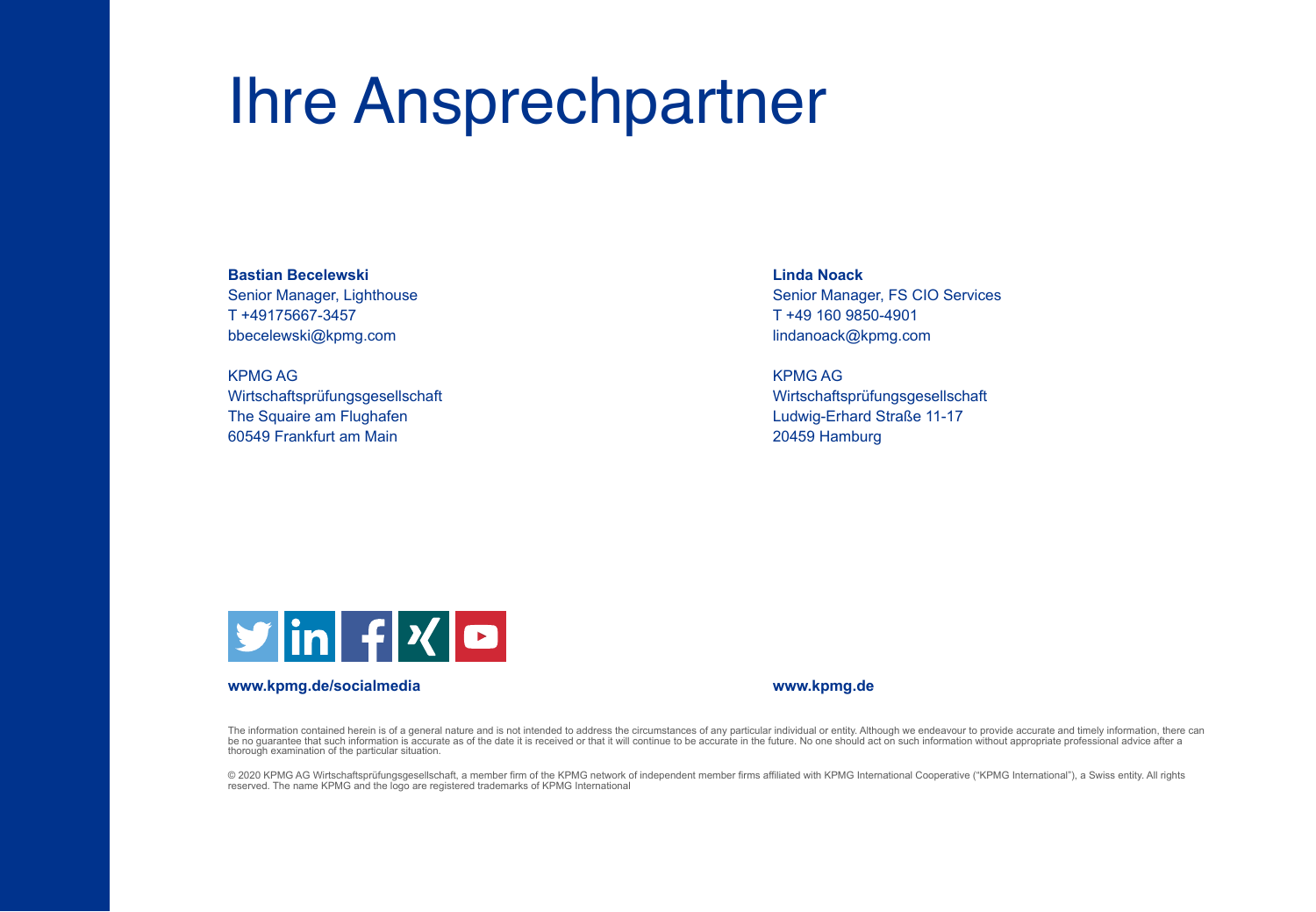# Ihre Ansprechpartner

**Bastian Becelewski**
Senior Manager, Lighthouse
T +49175667-3457
bbecelewski@kpmg.com

KPMG AG
Wirtschaftsprüfungsgesellschaft
The Squaire am Flughafen
60549 Frankfurt am Main

**Linda Noack**
Senior Manager, FS CIO Services
T +49 160 9850-4901
lindanoack@kpmg.com

KPMG AG
Wirtschaftsprüfungsgesellschaft
Ludwig-Erhard Straße 11-17
20459 Hamburg

**www.kpmg.de/socialmedia**

**www.kpmg.de**

The information contained herein is of a general nature and is not intended to address the circumstances of any particular individual or entity. Although we endeavour to provide accurate and timely information, there can be no guarantee that such information is accurate as of the date it is received or that it will continue to be accurate in the future. No one should act on such information without appropriate professional advice after a thorough examination of the particular situation.

© 2020 KPMG AG Wirtschaftsprüfungsgesellschaft, a member firm of the KPMG network of independent member firms affiliated with KPMG International Cooperative ("KPMG International"), a Swiss entity. All rights reserved. The name KPMG and the logo are registered trademarks of KPMG International